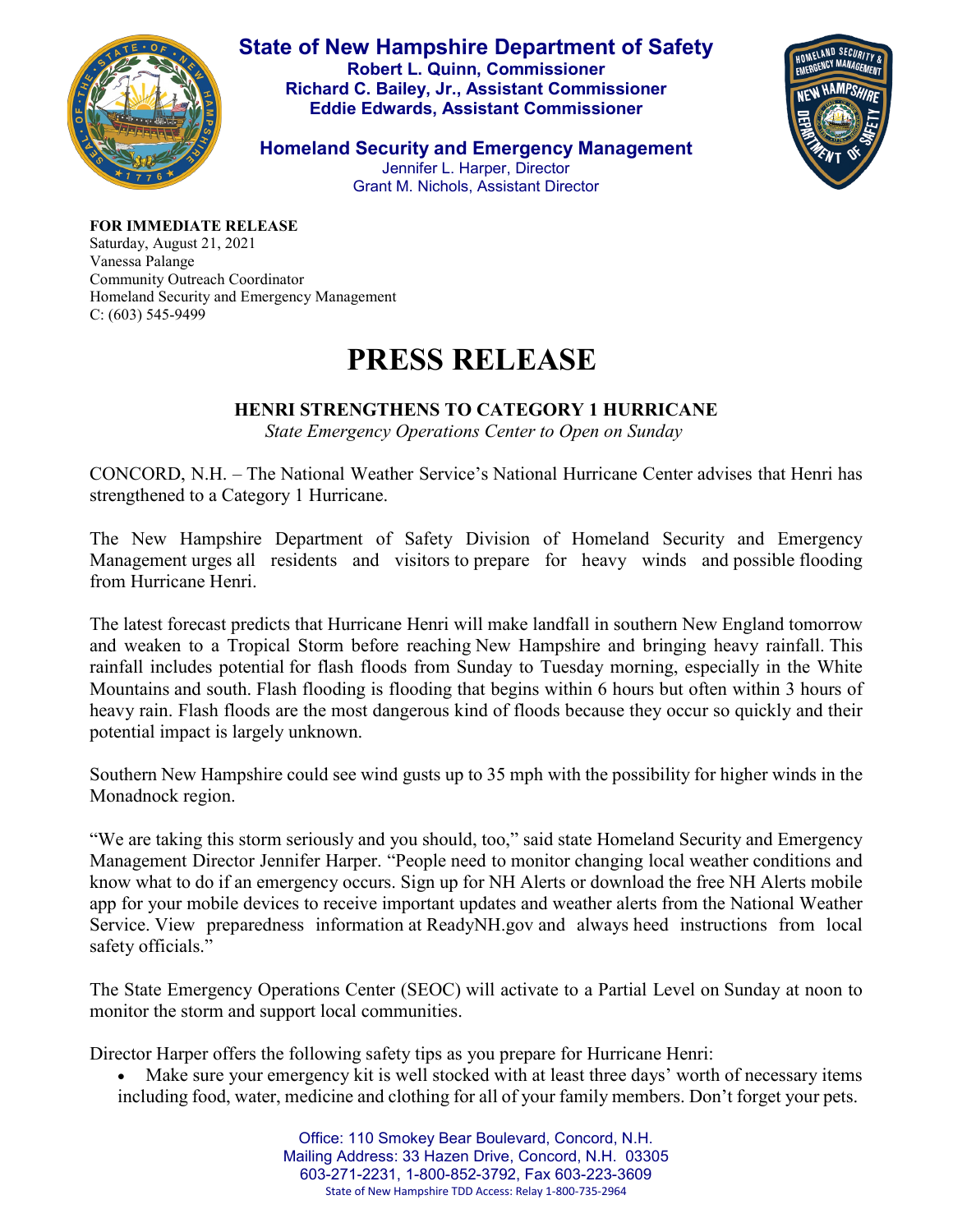**State of New Hampshire Department of Safety**
**Robert L. Quinn, Commissioner**
**Richard C. Bailey, Jr., Assistant Commissioner**
**Eddie Edwards, Assistant Commissioner**

**Homeland Security and Emergency Management**
Jennifer L. Harper, Director
Grant M. Nichols, Assistant Director

**FOR IMMEDIATE RELEASE**
Saturday, August 21, 2021
Vanessa Palange
Community Outreach Coordinator
Homeland Security and Emergency Management
C: (603) 545-9499

# PRESS RELEASE

## HENRI STRENGTHENS TO CATEGORY 1 HURRICANE

*State Emergency Operations Center to Open on Sunday*

CONCORD, N.H. – The National Weather Service's National Hurricane Center advises that Henri has strengthened to a Category 1 Hurricane.

The New Hampshire Department of Safety Division of Homeland Security and Emergency Management urges all residents and visitors to prepare for heavy winds and possible flooding from Hurricane Henri.

The latest forecast predicts that Hurricane Henri will make landfall in southern New England tomorrow and weaken to a Tropical Storm before reaching New Hampshire and bringing heavy rainfall. This rainfall includes potential for flash floods from Sunday to Tuesday morning, especially in the White Mountains and south. Flash flooding is flooding that begins within 6 hours but often within 3 hours of heavy rain. Flash floods are the most dangerous kind of floods because they occur so quickly and their potential impact is largely unknown.

Southern New Hampshire could see wind gusts up to 35 mph with the possibility for higher winds in the Monadnock region.

"We are taking this storm seriously and you should, too," said state Homeland Security and Emergency Management Director Jennifer Harper. "People need to monitor changing local weather conditions and know what to do if an emergency occurs. Sign up for NH Alerts or download the free NH Alerts mobile app for your mobile devices to receive important updates and weather alerts from the National Weather Service. View preparedness information at ReadyNH.gov and always heed instructions from local safety officials."

The State Emergency Operations Center (SEOC) will activate to a Partial Level on Sunday at noon to monitor the storm and support local communities.

Director Harper offers the following safety tips as you prepare for Hurricane Henri:

- Make sure your emergency kit is well stocked with at least three days' worth of necessary items including food, water, medicine and clothing for all of your family members. Don't forget your pets.

Office: 110 Smokey Bear Boulevard, Concord, N.H.
Mailing Address: 33 Hazen Drive, Concord, N.H. 03305
603-271-2231, 1-800-852-3792, Fax 603-223-3609
State of New Hampshire TDD Access: Relay 1-800-735-2964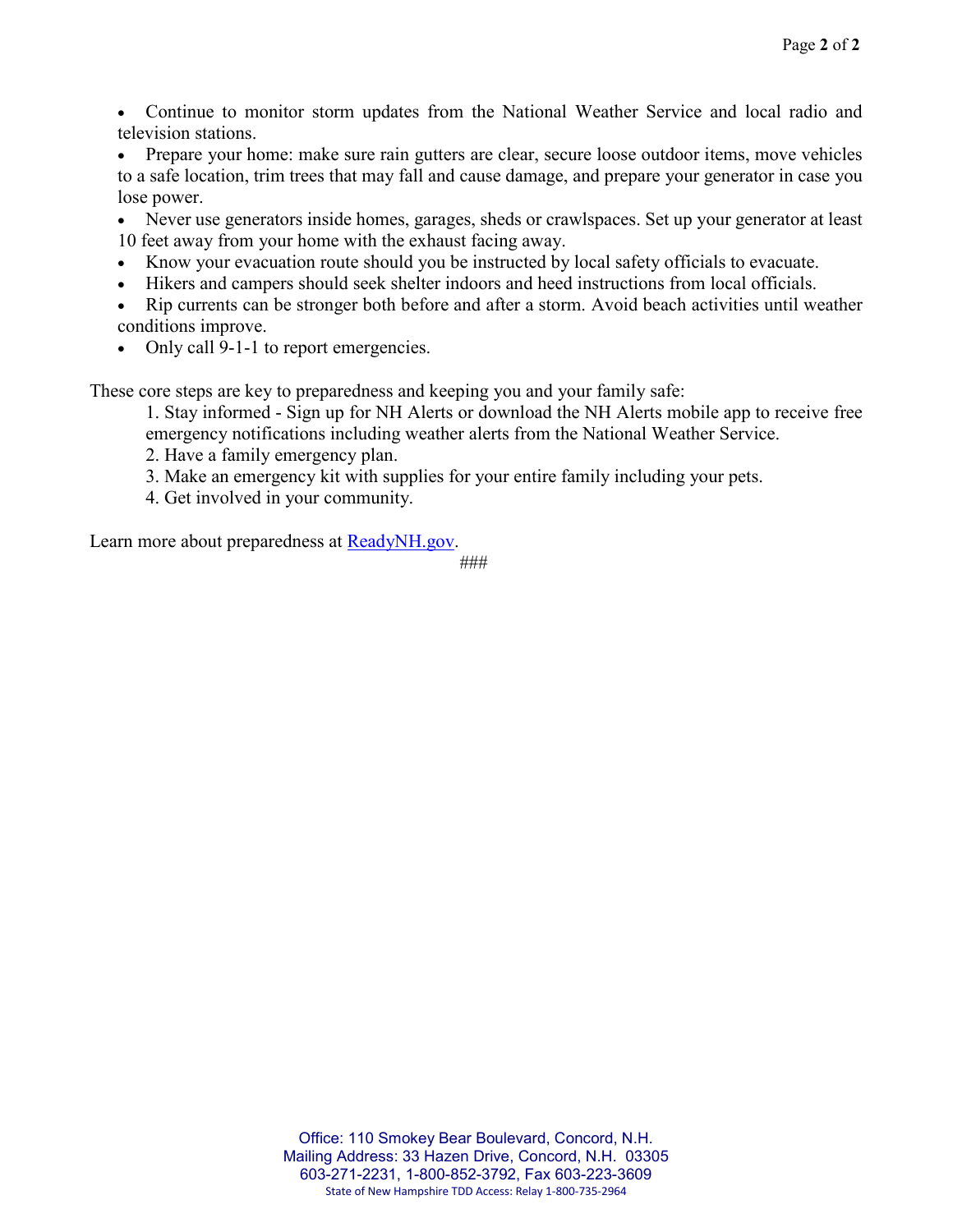- Continue to monitor storm updates from the National Weather Service and local radio and television stations.
- Prepare your home: make sure rain gutters are clear, secure loose outdoor items, move vehicles to a safe location, trim trees that may fall and cause damage, and prepare your generator in case you lose power.
- Never use generators inside homes, garages, sheds or crawlspaces. Set up your generator at least 10 feet away from your home with the exhaust facing away.
- Know your evacuation route should you be instructed by local safety officials to evacuate.
- Hikers and campers should seek shelter indoors and heed instructions from local officials.
- Rip currents can be stronger both before and after a storm. Avoid beach activities until weather conditions improve.
- Only call 9-1-1 to report emergencies.

These core steps are key to preparedness and keeping you and your family safe:

1. Stay informed - Sign up for NH Alerts or download the NH Alerts mobile app to receive free emergency notifications including weather alerts from the National Weather Service.
2. Have a family emergency plan.
3. Make an emergency kit with supplies for your entire family including your pets.
4. Get involved in your community.

Learn more about preparedness at [ReadyNH.gov](ReadyNH.gov).

###

Office: 110 Smokey Bear Boulevard, Concord, N.H.
Mailing Address: 33 Hazen Drive, Concord, N.H. 03305
603-271-2231, 1-800-852-3792, Fax 603-223-3609
State of New Hampshire TDD Access: Relay 1-800-735-2964